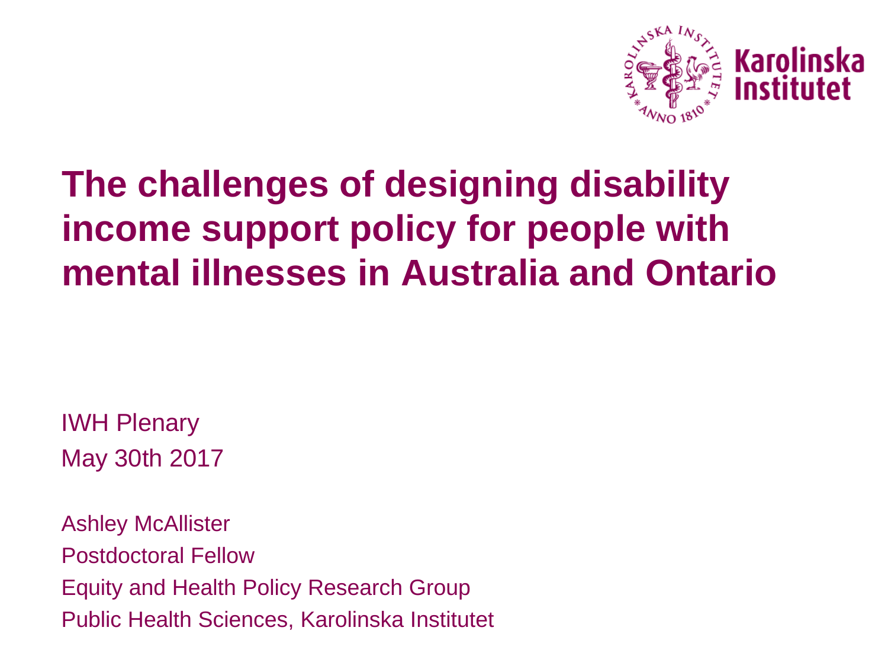# The challenges of designing disability income support policy for people with mental illnesses in Australia and Ontario

IWH Plenary
May 30th 2017

Ashley McAllister
Postdoctoral Fellow
Equity and Health Policy Research Group
Public Health Sciences, Karolinska Institutet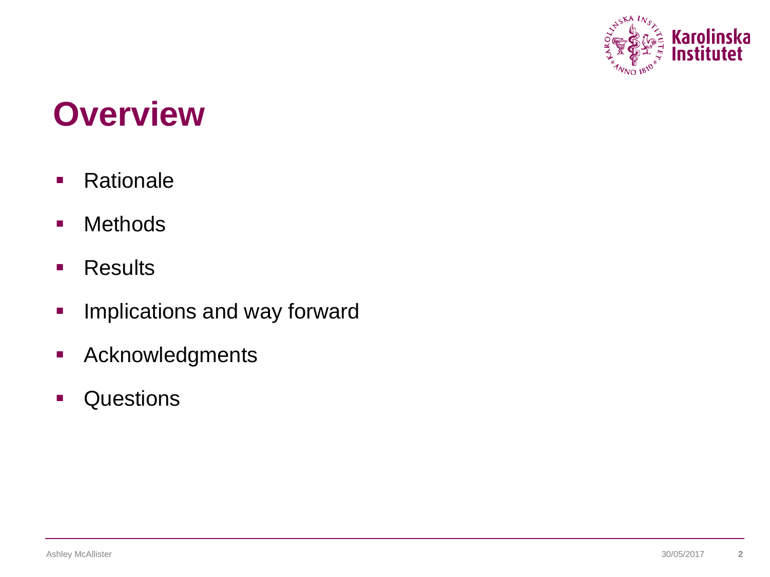# Overview

- Rationale
- Methods
- Results
- Implications and way forward
- Acknowledgments
- Questions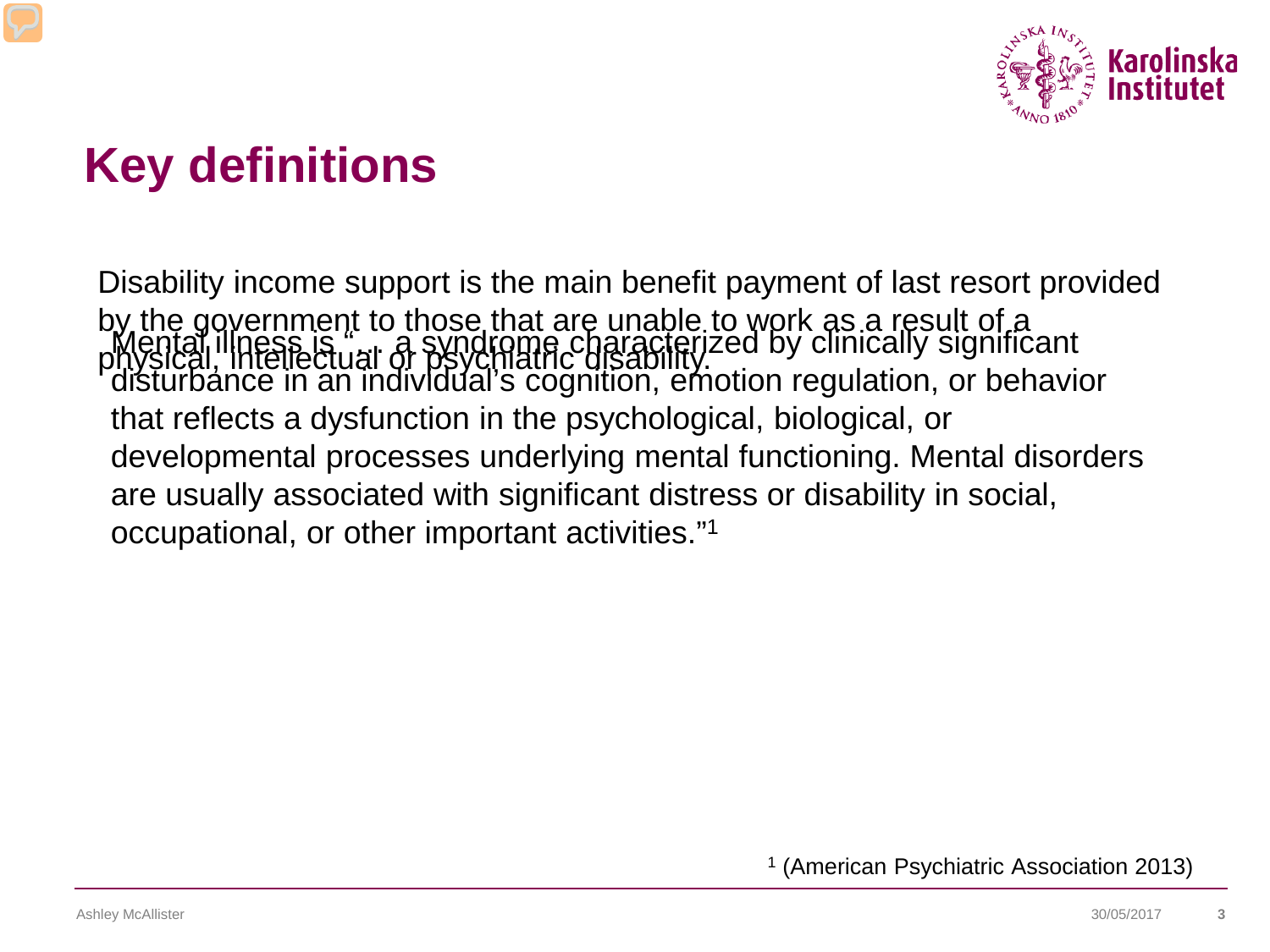# Key definitions

Disability income support is the main benefit payment of last resort provided by the government to those that are unable to work as a result of a physical, intellectual or psychiatric disability.

Mental illness is "… a syndrome characterized by clinically significant disturbance in an individual's cognition, emotion regulation, or behavior that reflects a dysfunction in the psychological, biological, or developmental processes underlying mental functioning. Mental disorders are usually associated with significant distress or disability in social, occupational, or other important activities."[1]

[1] (American Psychiatric Association 2013)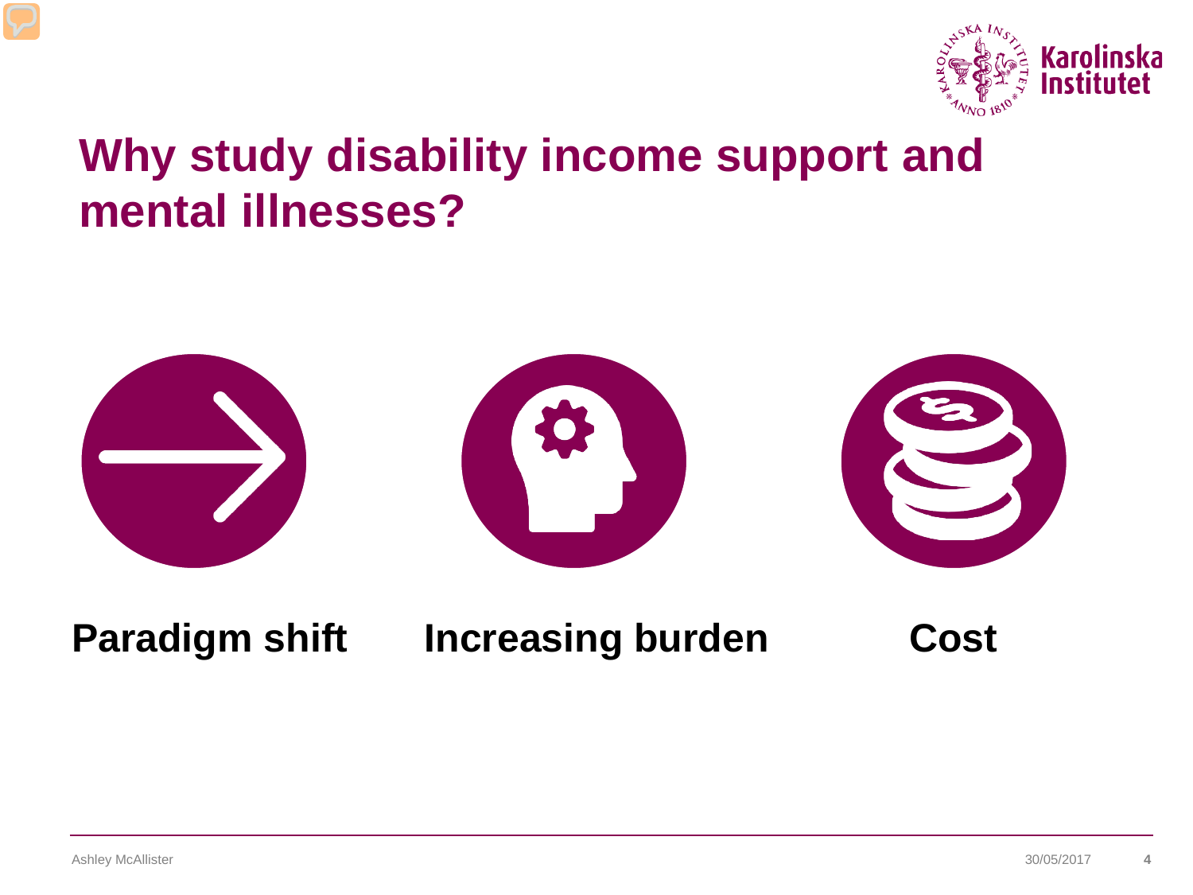# Why study disability income support and mental illnesses?

**Paradigm shift**

**Increasing burden**

**Cost**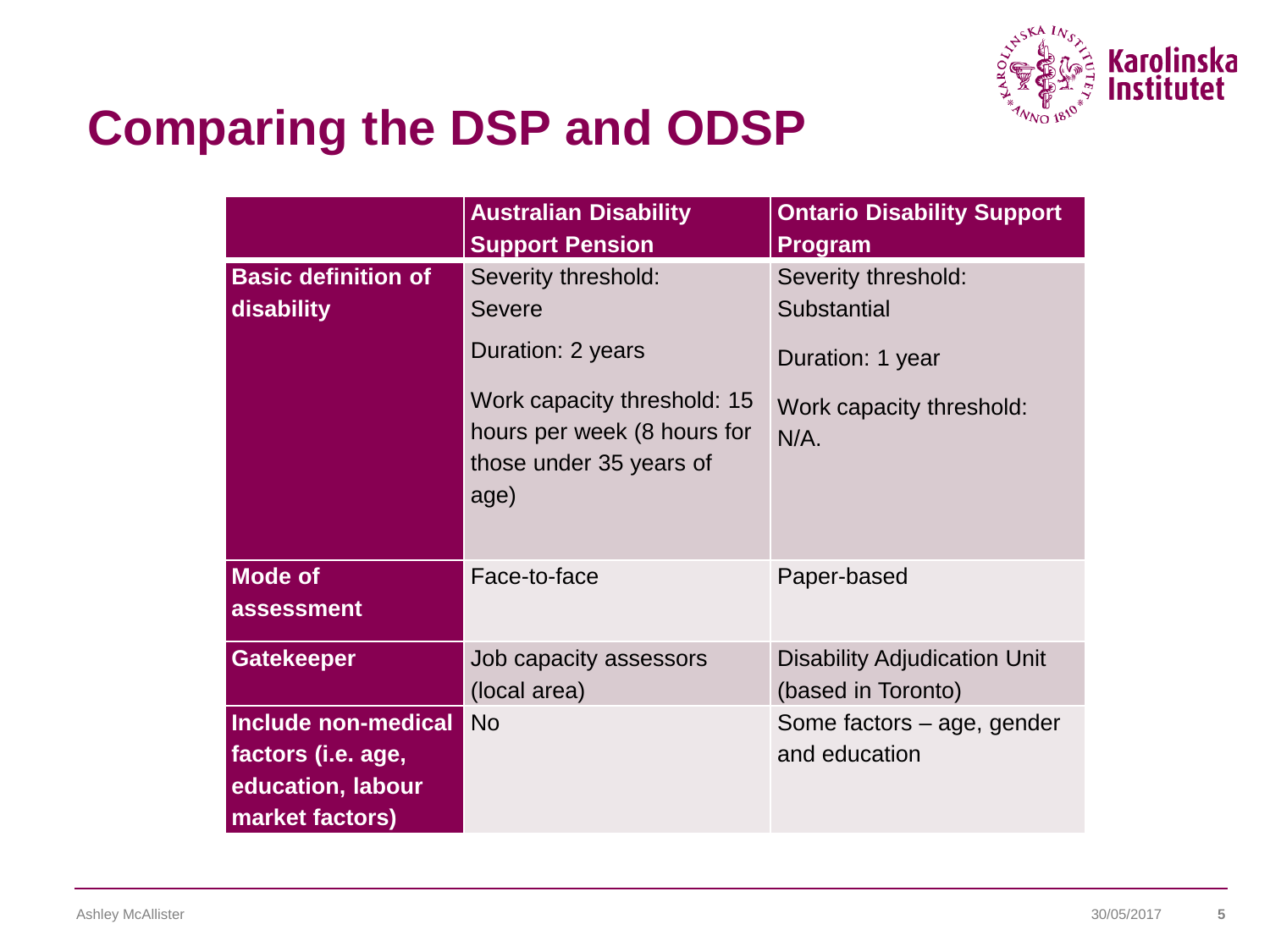# Comparing the DSP and ODSP

| | Australian Disability Support Pension | Ontario Disability Support Program |
|---|---|---|
| **Basic definition of disability** | Severity threshold: Severe<br><br>Duration: 2 years<br><br>Work capacity threshold: 15 hours per week (8 hours for those under 35 years of age) | Severity threshold: Substantial<br><br>Duration: 1 year<br><br>Work capacity threshold: N/A. |
| **Mode of assessment** | Face-to-face | Paper-based |
| **Gatekeeper** | Job capacity assessors (local area) | Disability Adjudication Unit (based in Toronto) |
| **Include non-medical factors (i.e. age, education, labour market factors)** | No | Some factors – age, gender and education |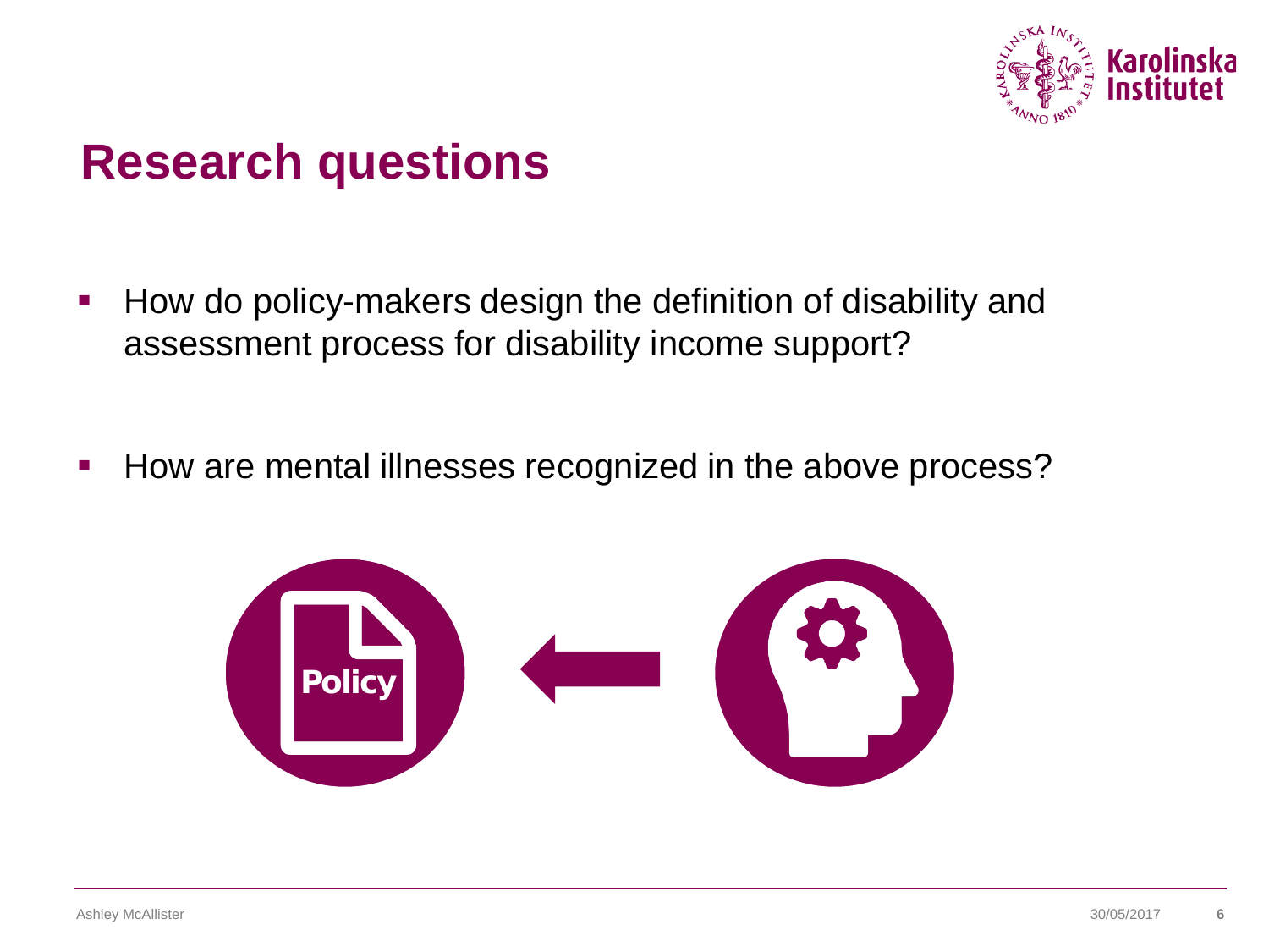# Research questions

- How do policy-makers design the definition of disability and assessment process for disability income support?
- How are mental illnesses recognized in the above process?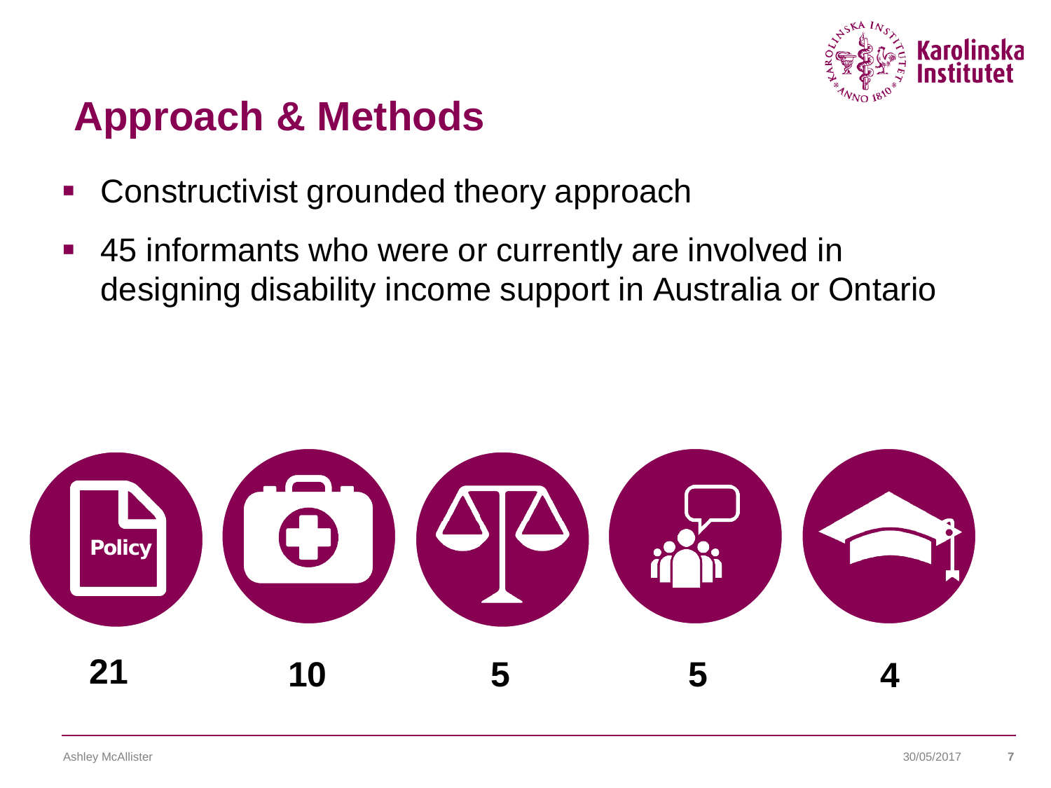## Approach & Methods

- Constructivist grounded theory approach
- 45 informants who were or currently are involved in designing disability income support in Australia or Ontario

Policy

21 10 5 5 4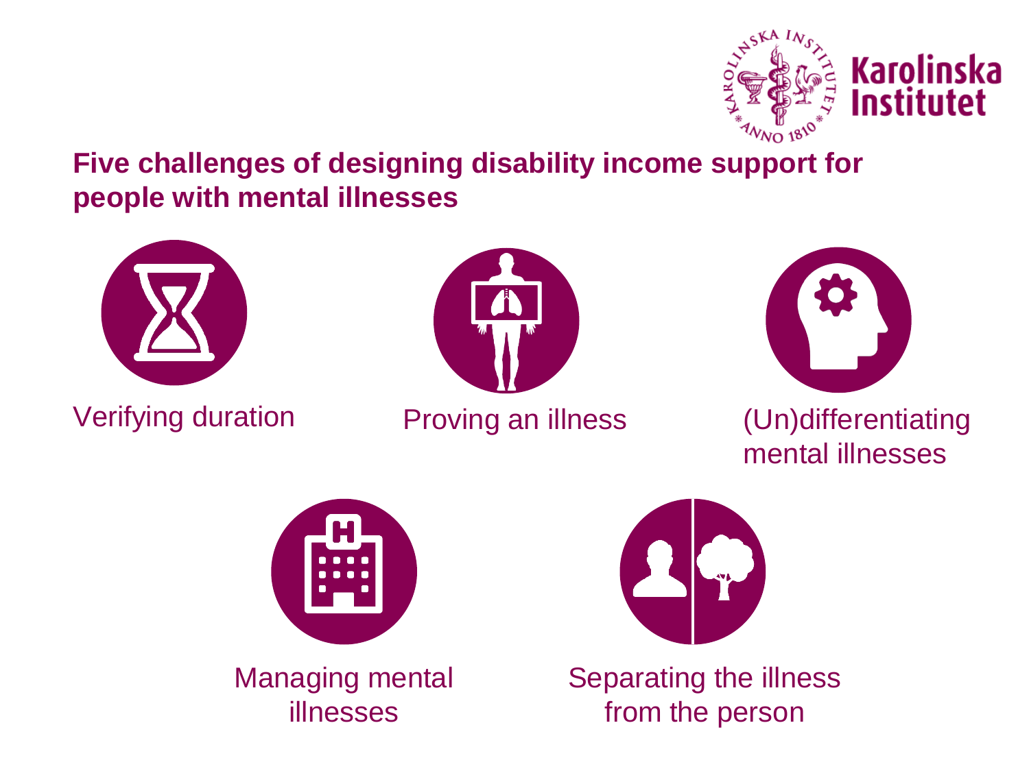## Five challenges of designing disability income support for people with mental illnesses

- Verifying duration
- Proving an illness
- (Un)differentiating mental illnesses
- Managing mental illnesses
- Separating the illness from the person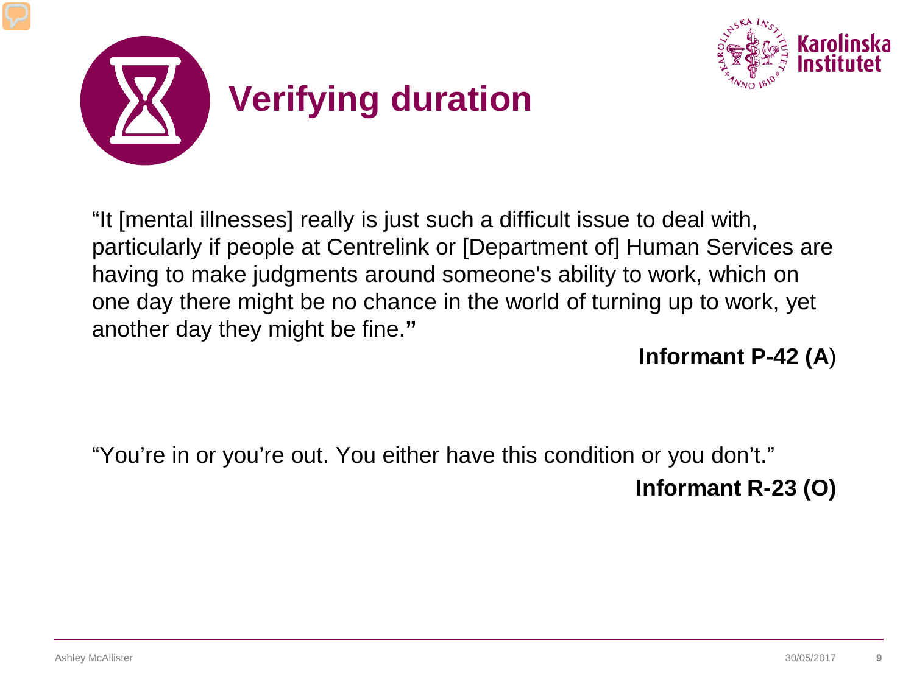# Verifying duration

"It [mental illnesses] really is just such a difficult issue to deal with, particularly if people at Centrelink or [Department of] Human Services are having to make judgments around someone's ability to work, which on one day there might be no chance in the world of turning up to work, yet another day they might be fine."

**Informant P-42 (A)**

"You're in or you're out. You either have this condition or you don't."

**Informant R-23 (O)**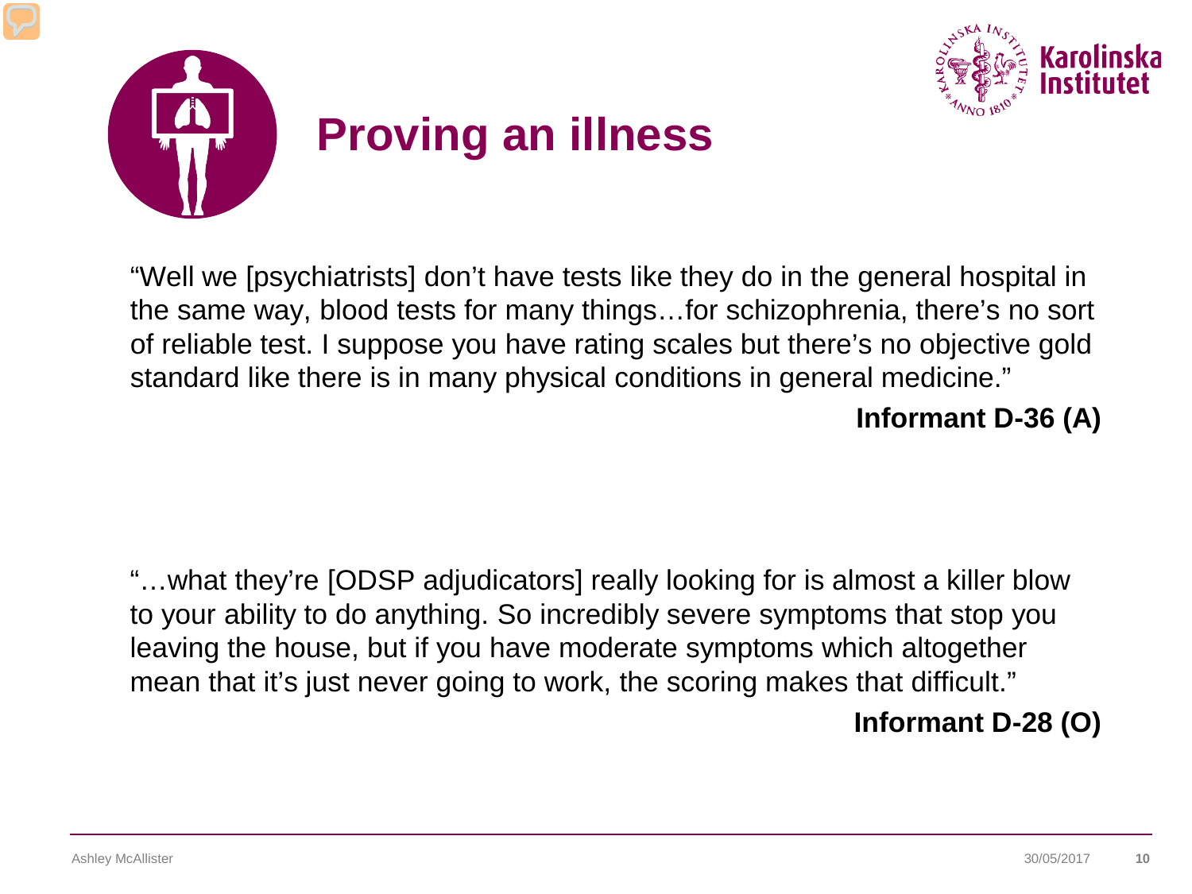# Proving an illness

"Well we [psychiatrists] don't have tests like they do in the general hospital in the same way, blood tests for many things…for schizophrenia, there's no sort of reliable test. I suppose you have rating scales but there's no objective gold standard like there is in many physical conditions in general medicine."

**Informant D-36 (A)**

"…what they're [ODSP adjudicators] really looking for is almost a killer blow to your ability to do anything. So incredibly severe symptoms that stop you leaving the house, but if you have moderate symptoms which altogether mean that it's just never going to work, the scoring makes that difficult."

**Informant D-28 (O)**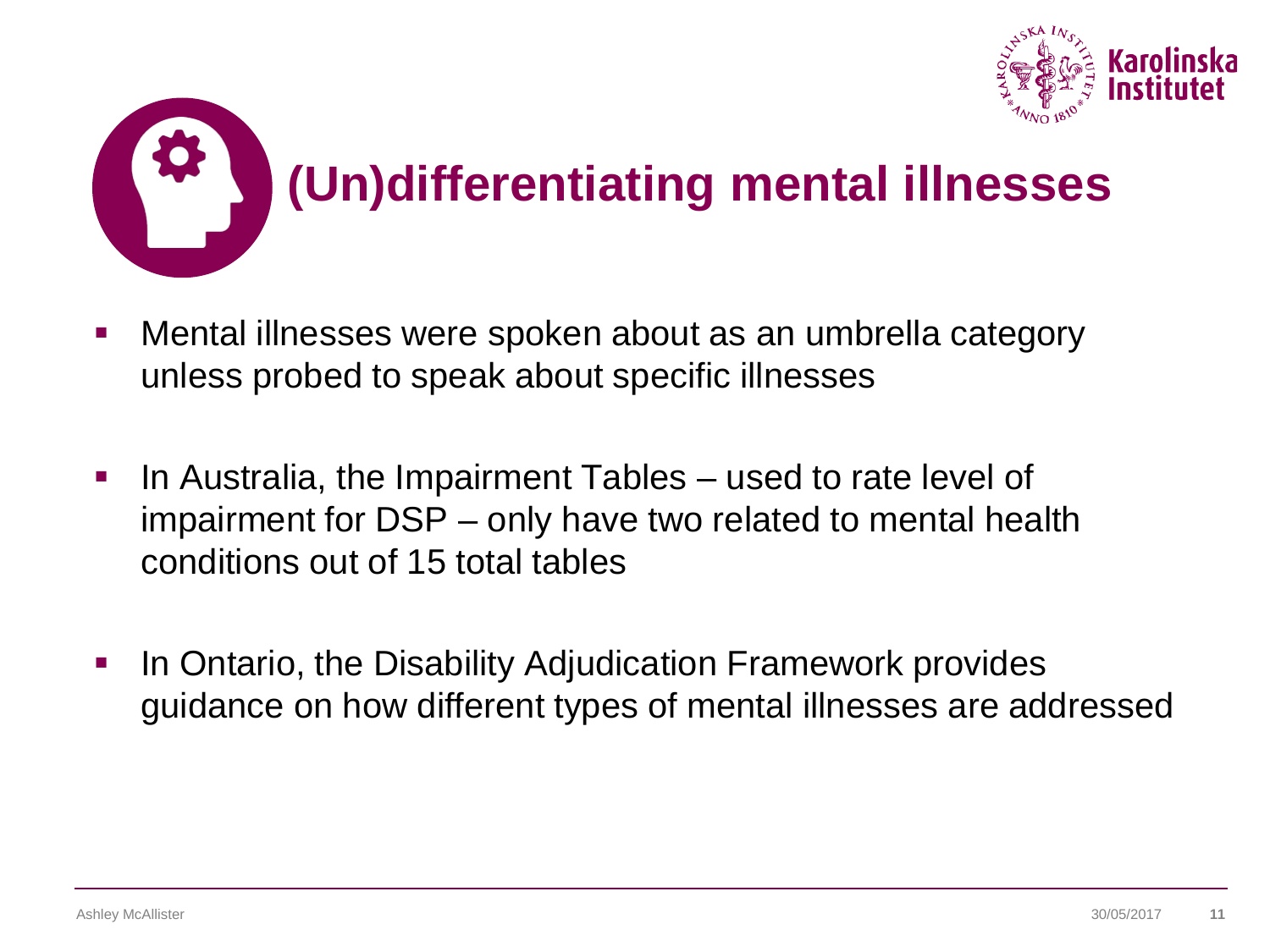# (Un)differentiating mental illnesses

- Mental illnesses were spoken about as an umbrella category unless probed to speak about specific illnesses
- In Australia, the Impairment Tables – used to rate level of impairment for DSP – only have two related to mental health conditions out of 15 total tables
- In Ontario, the Disability Adjudication Framework provides guidance on how different types of mental illnesses are addressed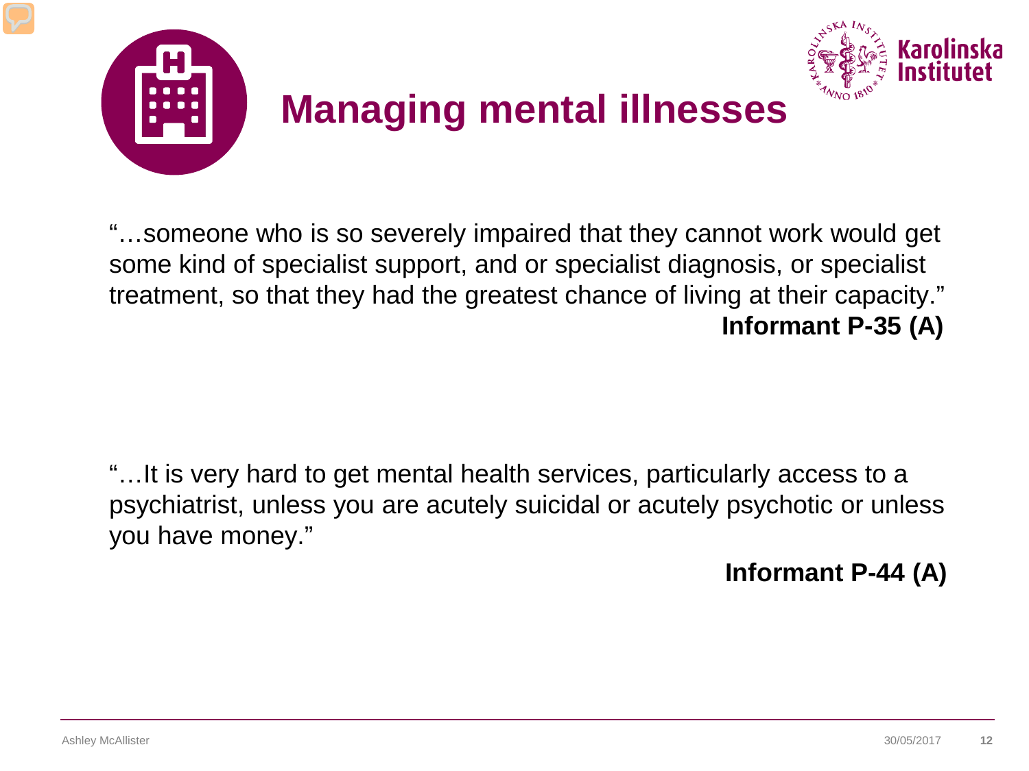# Managing mental illnesses

"…someone who is so severely impaired that they cannot work would get some kind of specialist support, and or specialist diagnosis, or specialist treatment, so that they had the greatest chance of living at their capacity."

**Informant P-35 (A)**

"…It is very hard to get mental health services, particularly access to a psychiatrist, unless you are acutely suicidal or acutely psychotic or unless you have money."

**Informant P-44 (A)**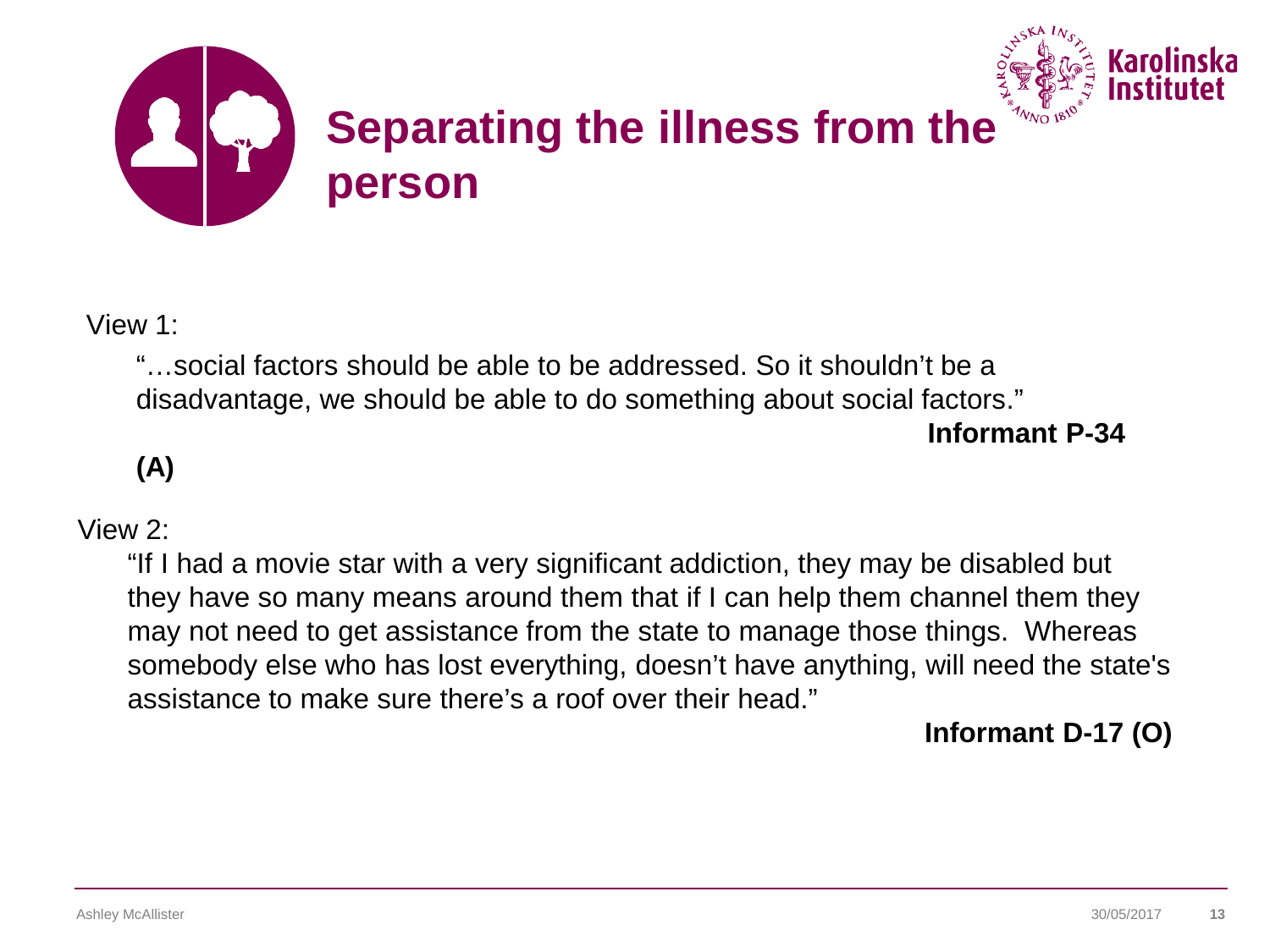# Separating the illness from the person

View 1:

"…social factors should be able to be addressed. So it shouldn't be a disadvantage, we should be able to do something about social factors."

**Informant P-34**

**(A)**

View 2:

"If I had a movie star with a very significant addiction, they may be disabled but they have so many means around them that if I can help them channel them they may not need to get assistance from the state to manage those things.  Whereas somebody else who has lost everything, doesn't have anything, will need the state's assistance to make sure there's a roof over their head."

**Informant D-17 (O)**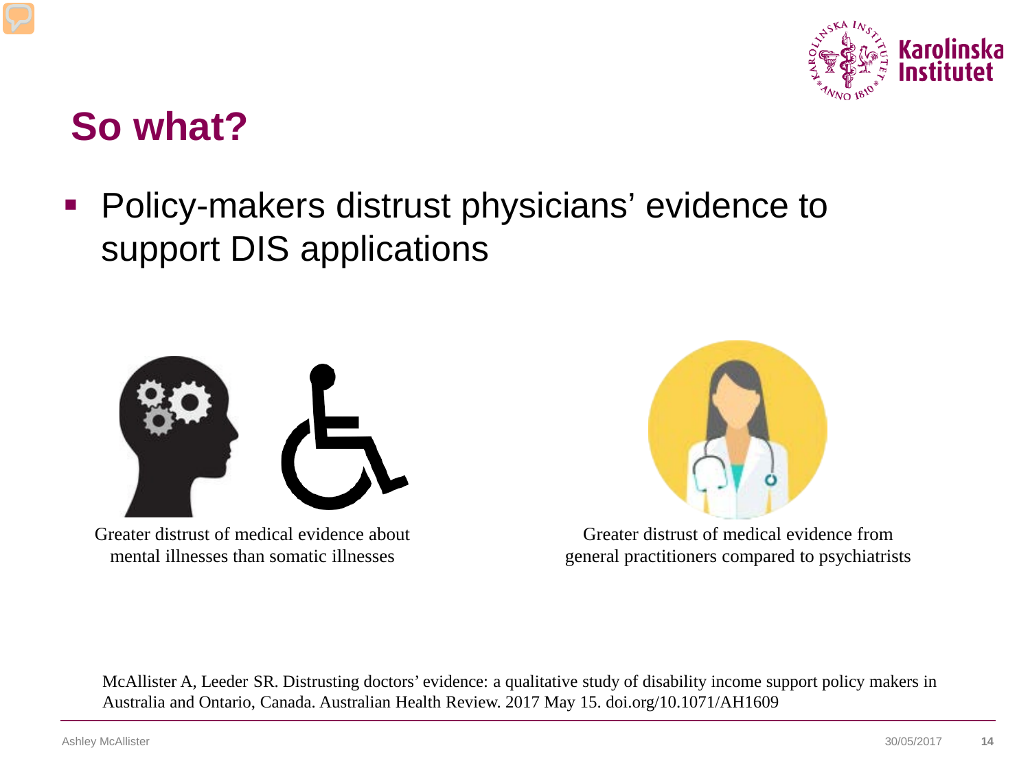# So what?

- Policy-makers distrust physicians' evidence to support DIS applications

Greater distrust of medical evidence about mental illnesses than somatic illnesses

Greater distrust of medical evidence from general practitioners compared to psychiatrists

McAllister A, Leeder SR. Distrusting doctors' evidence: a qualitative study of disability income support policy makers in Australia and Ontario, Canada. Australian Health Review. 2017 May 15. doi.org/10.1071/AH1609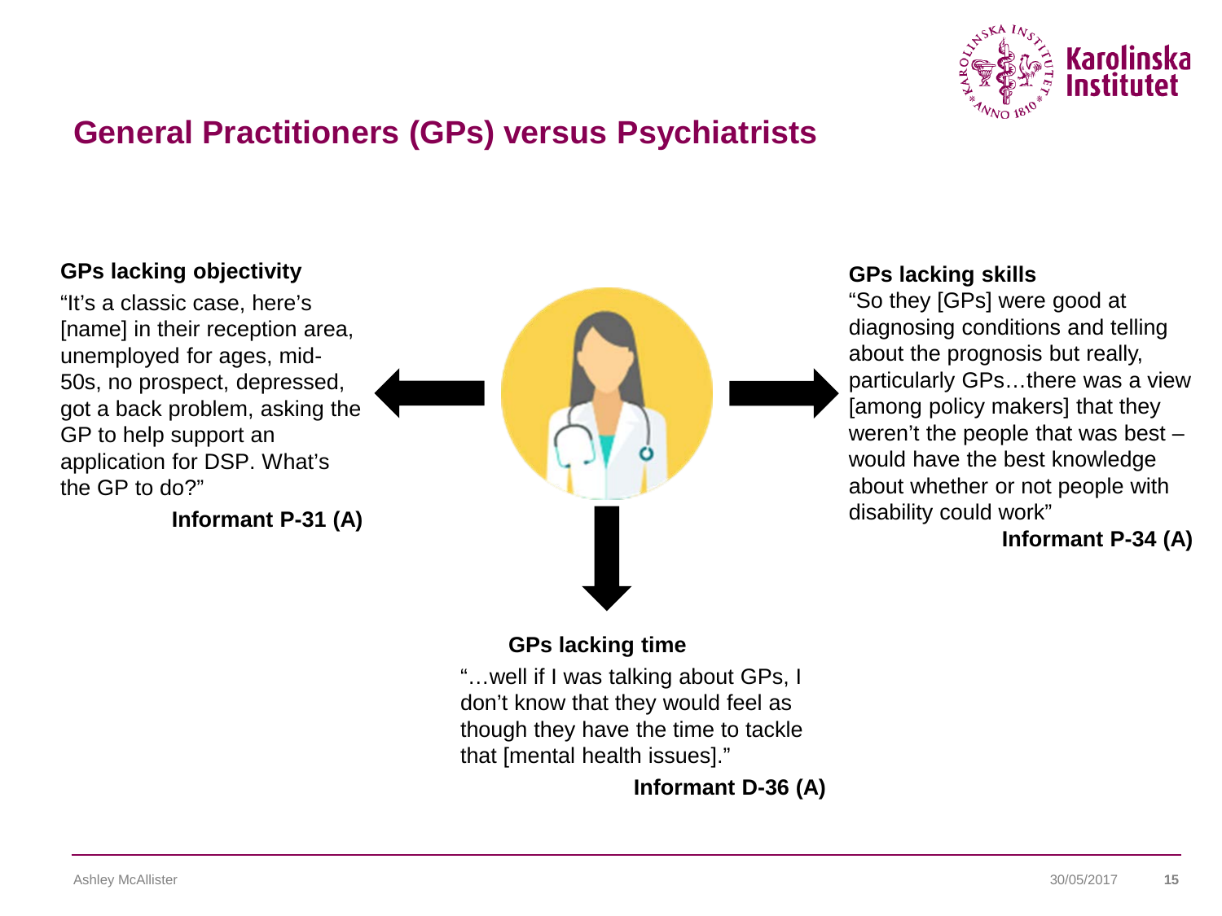# General Practitioners (GPs) versus Psychiatrists

**GPs lacking objectivity**

"It's a classic case, here's [name] in their reception area, unemployed for ages, mid-50s, no prospect, depressed, got a back problem, asking the GP to help support an application for DSP. What's the GP to do?"

**Informant P-31 (A)**

**GPs lacking skills**

"So they [GPs] were good at diagnosing conditions and telling about the prognosis but really, particularly GPs…there was a view [among policy makers] that they weren't the people that was best – would have the best knowledge about whether or not people with disability could work"

**Informant P-34 (A)**

**GPs lacking time**

"…well if I was talking about GPs, I don't know that they would feel as though they have the time to tackle that [mental health issues]."

**Informant D-36 (A)**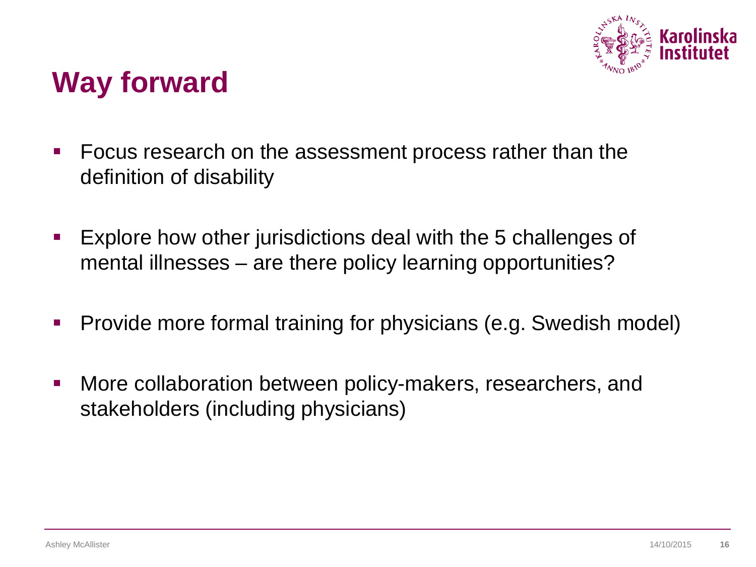# Way forward

- Focus research on the assessment process rather than the definition of disability
- Explore how other jurisdictions deal with the 5 challenges of mental illnesses – are there policy learning opportunities?
- Provide more formal training for physicians (e.g. Swedish model)
- More collaboration between policy-makers, researchers, and stakeholders (including physicians)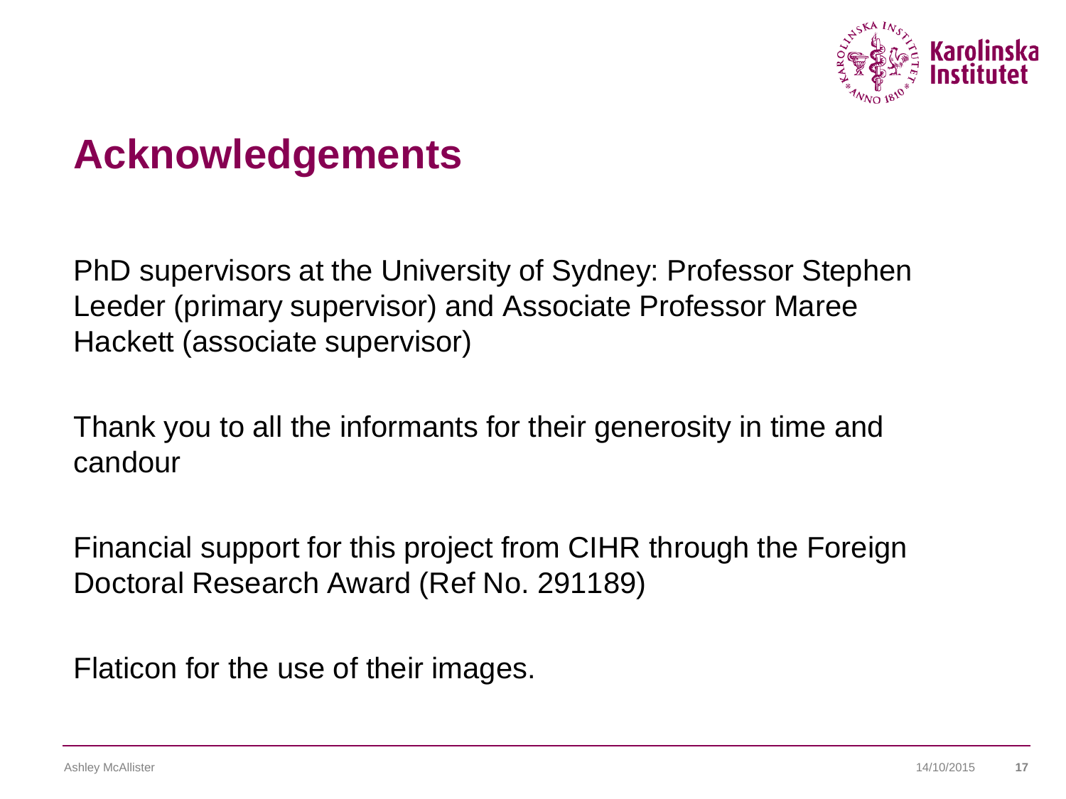# Acknowledgements

PhD supervisors at the University of Sydney: Professor Stephen Leeder (primary supervisor) and Associate Professor Maree Hackett (associate supervisor)

Thank you to all the informants for their generosity in time and candour

Financial support for this project from CIHR through the Foreign Doctoral Research Award (Ref No. 291189)

Flaticon for the use of their images.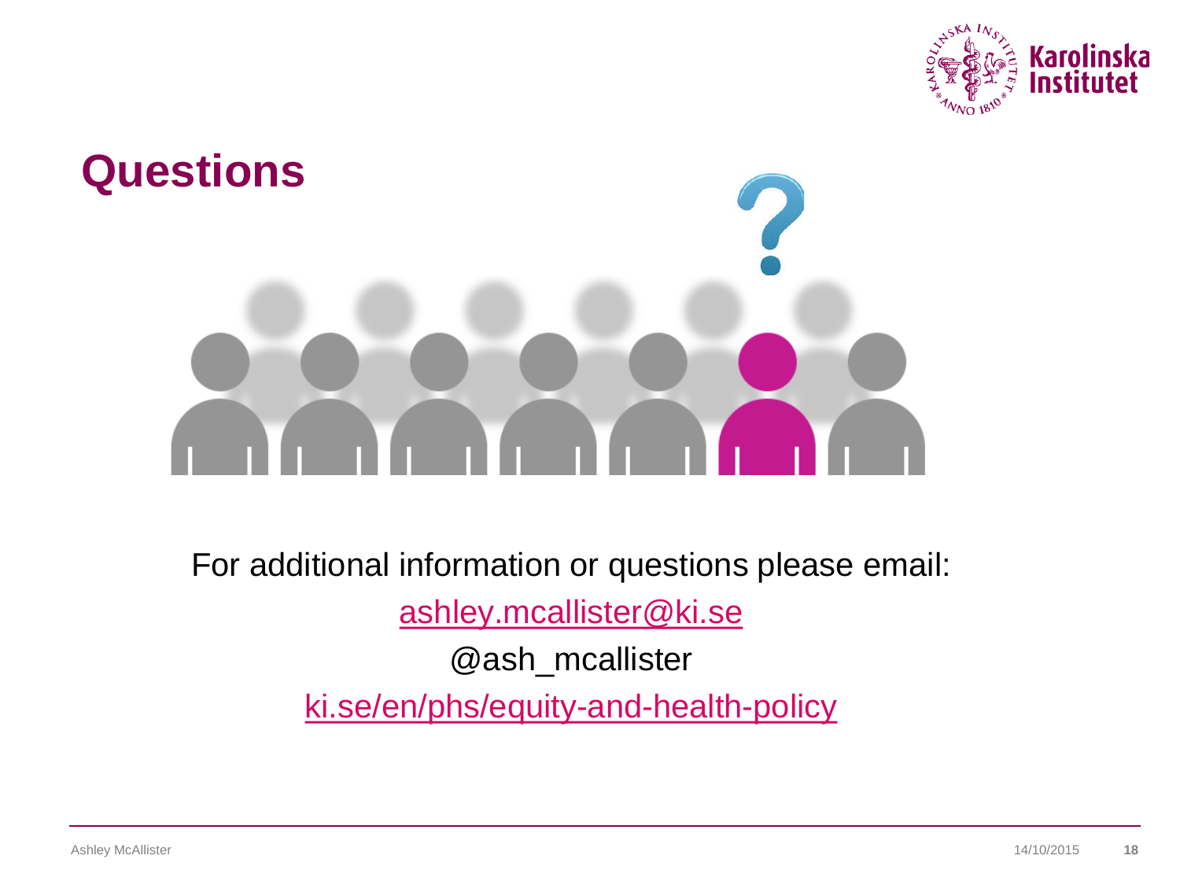# Questions

For additional information or questions please email:

ashley.mcallister@ki.se

@ash_mcallister

ki.se/en/phs/equity-and-health-policy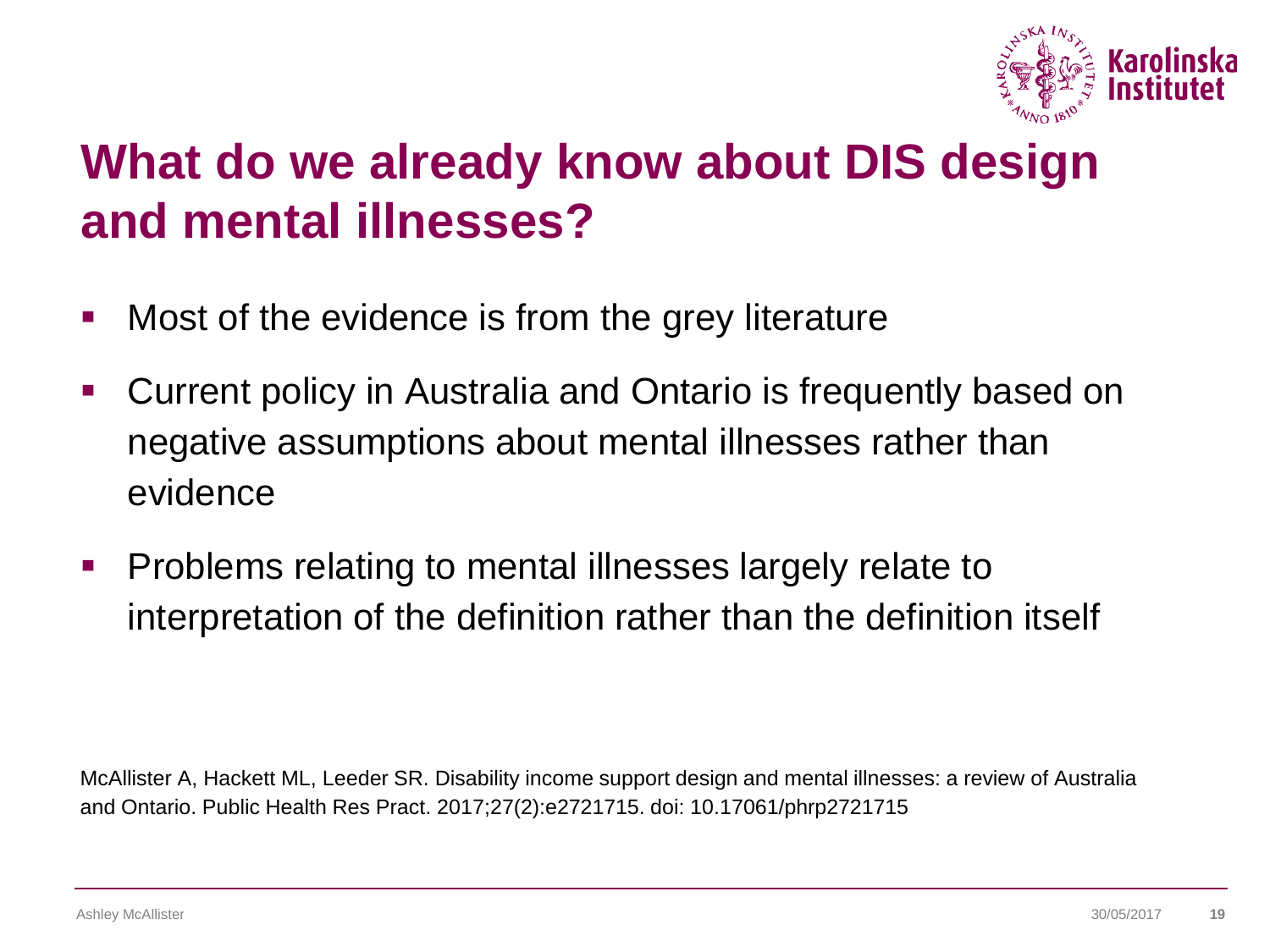# What do we already know about DIS design and mental illnesses?

- Most of the evidence is from the grey literature
- Current policy in Australia and Ontario is frequently based on negative assumptions about mental illnesses rather than evidence
- Problems relating to mental illnesses largely relate to interpretation of the definition rather than the definition itself

McAllister A, Hackett ML, Leeder SR. Disability income support design and mental illnesses: a review of Australia and Ontario. Public Health Res Pract. 2017;27(2):e2721715. doi: 10.17061/phrp2721715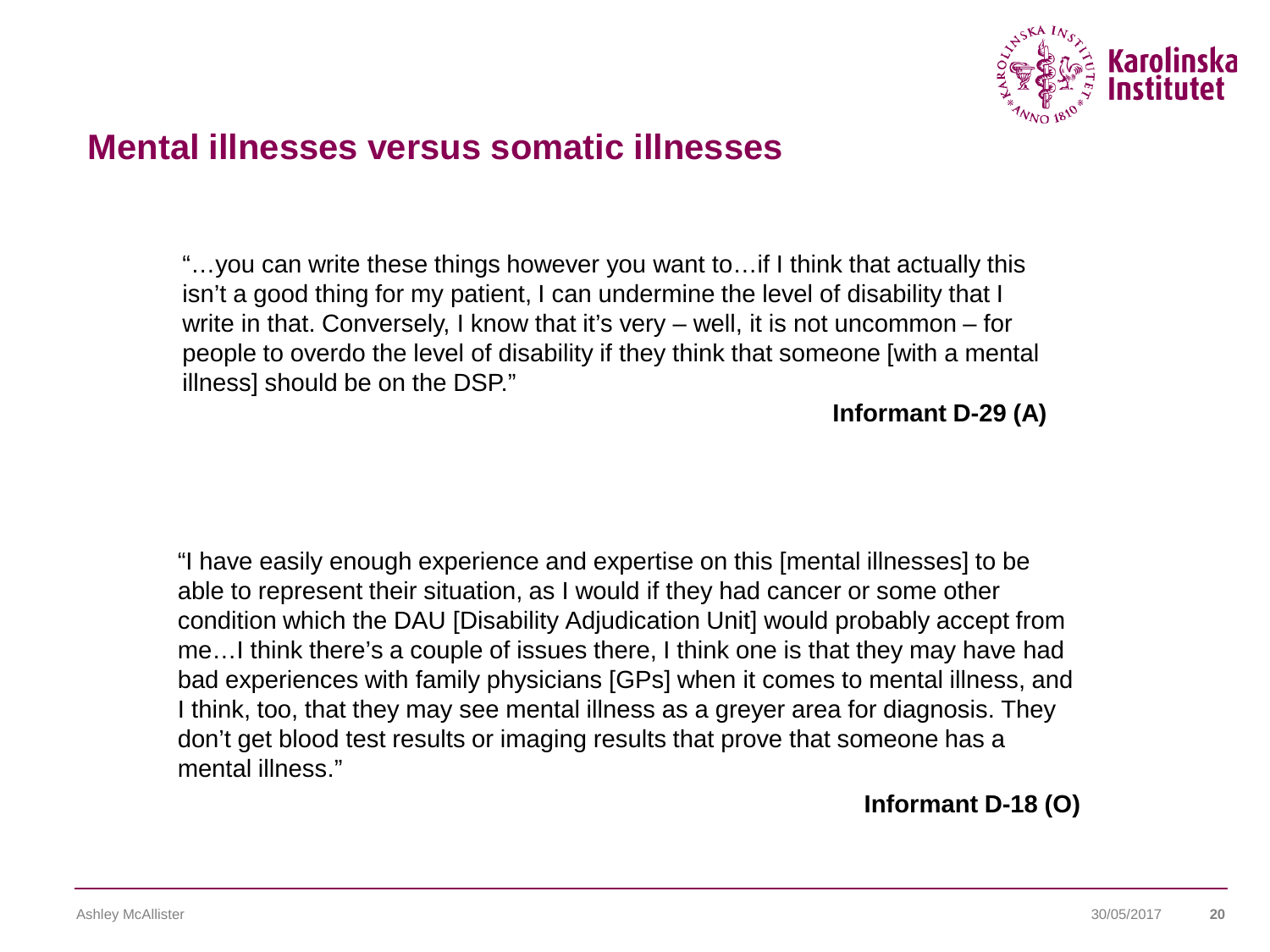## Mental illnesses versus somatic illnesses

"…you can write these things however you want to…if I think that actually this isn't a good thing for my patient, I can undermine the level of disability that I write in that. Conversely, I know that it's very – well, it is not uncommon – for people to overdo the level of disability if they think that someone [with a mental illness] should be on the DSP."

**Informant D-29 (A)**

"I have easily enough experience and expertise on this [mental illnesses] to be able to represent their situation, as I would if they had cancer or some other condition which the DAU [Disability Adjudication Unit] would probably accept from me…I think there's a couple of issues there, I think one is that they may have had bad experiences with family physicians [GPs] when it comes to mental illness, and I think, too, that they may see mental illness as a greyer area for diagnosis. They don't get blood test results or imaging results that prove that someone has a mental illness."

**Informant D-18 (O)**